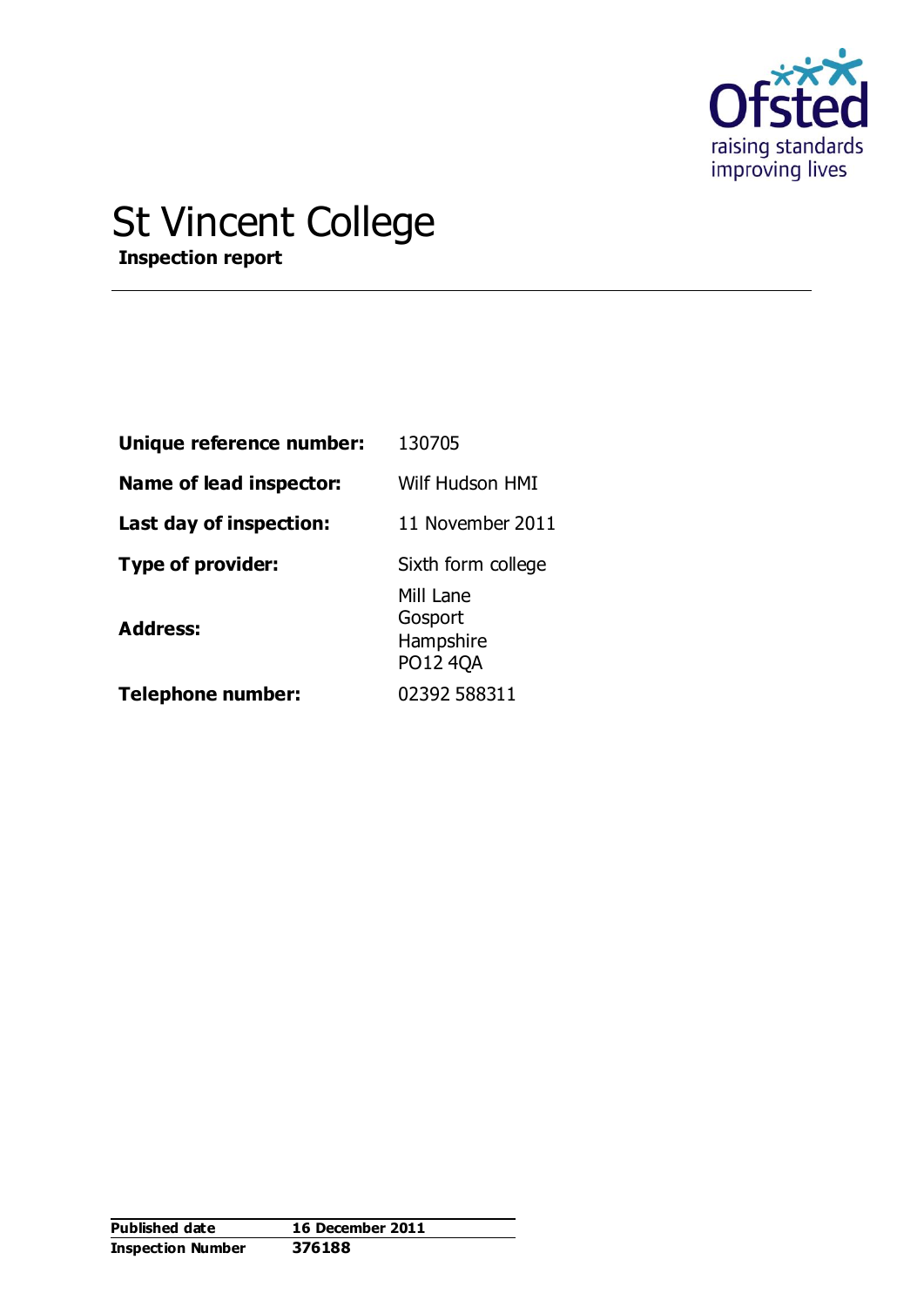# St Vincent College

**Inspection report**

| | |
|---|---|
| **Unique reference number:** | 130705 |
| **Name of lead inspector:** | Wilf Hudson HMI |
| **Last day of inspection:** | 11 November 2011 |
| **Type of provider:** | Sixth form college |
| **Address:** | Mill Lane<br>Gosport<br>Hampshire<br>PO12 4QA |
| **Telephone number:** | 02392 588311 |

| | |
|---|---|
| **Published date** | **16 December 2011** |
| **Inspection Number** | **376188** |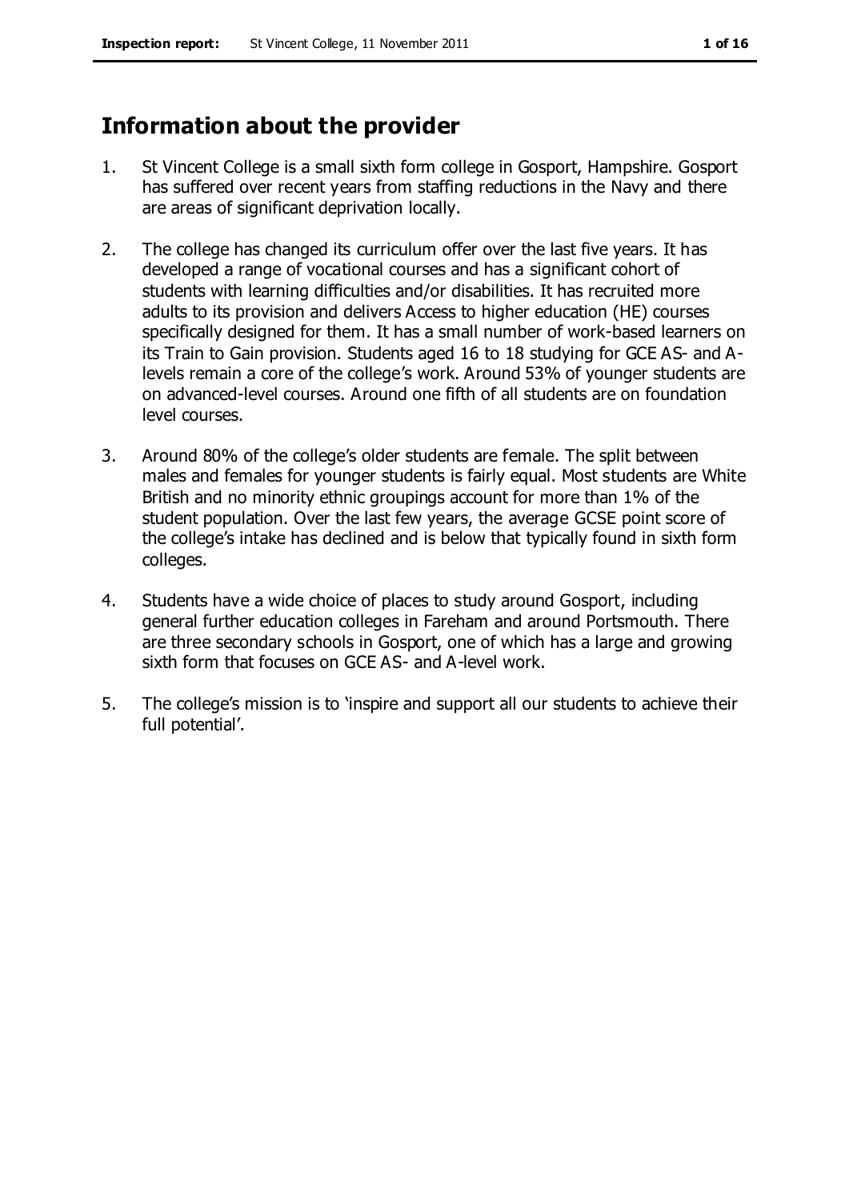## Information about the provider

1. St Vincent College is a small sixth form college in Gosport, Hampshire. Gosport has suffered over recent years from staffing reductions in the Navy and there are areas of significant deprivation locally.

2. The college has changed its curriculum offer over the last five years. It has developed a range of vocational courses and has a significant cohort of students with learning difficulties and/or disabilities. It has recruited more adults to its provision and delivers Access to higher education (HE) courses specifically designed for them. It has a small number of work-based learners on its Train to Gain provision. Students aged 16 to 18 studying for GCE AS- and A-levels remain a core of the college's work. Around 53% of younger students are on advanced-level courses. Around one fifth of all students are on foundation level courses.

3. Around 80% of the college's older students are female. The split between males and females for younger students is fairly equal. Most students are White British and no minority ethnic groupings account for more than 1% of the student population. Over the last few years, the average GCSE point score of the college's intake has declined and is below that typically found in sixth form colleges.

4. Students have a wide choice of places to study around Gosport, including general further education colleges in Fareham and around Portsmouth. There are three secondary schools in Gosport, one of which has a large and growing sixth form that focuses on GCE AS- and A-level work.

5. The college's mission is to 'inspire and support all our students to achieve their full potential'.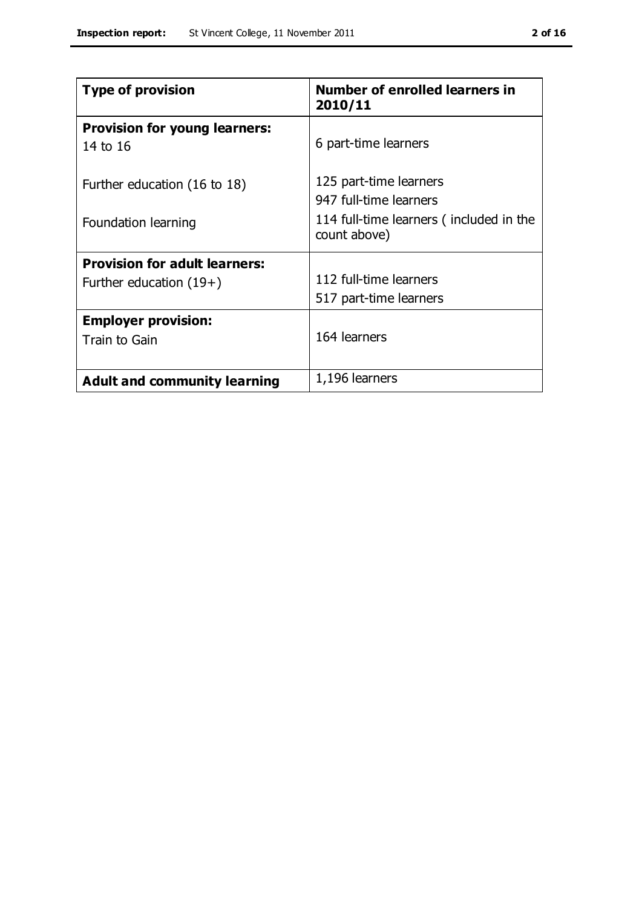| **Type of provision** | **Number of enrolled learners in 2010/11** |
|---|---|
| **Provision for young learners:** | |
| 14 to 16 | 6 part-time learners |
| Further education (16 to 18) | 125 part-time learners<br>947 full-time learners |
| Foundation learning | 114 full-time learners ( included in the count above) |
| **Provision for adult learners:** | |
| Further education (19+) | 112 full-time learners<br>517 part-time learners |
| **Employer provision:** | |
| Train to Gain | 164 learners |
| **Adult and community learning** | 1,196 learners |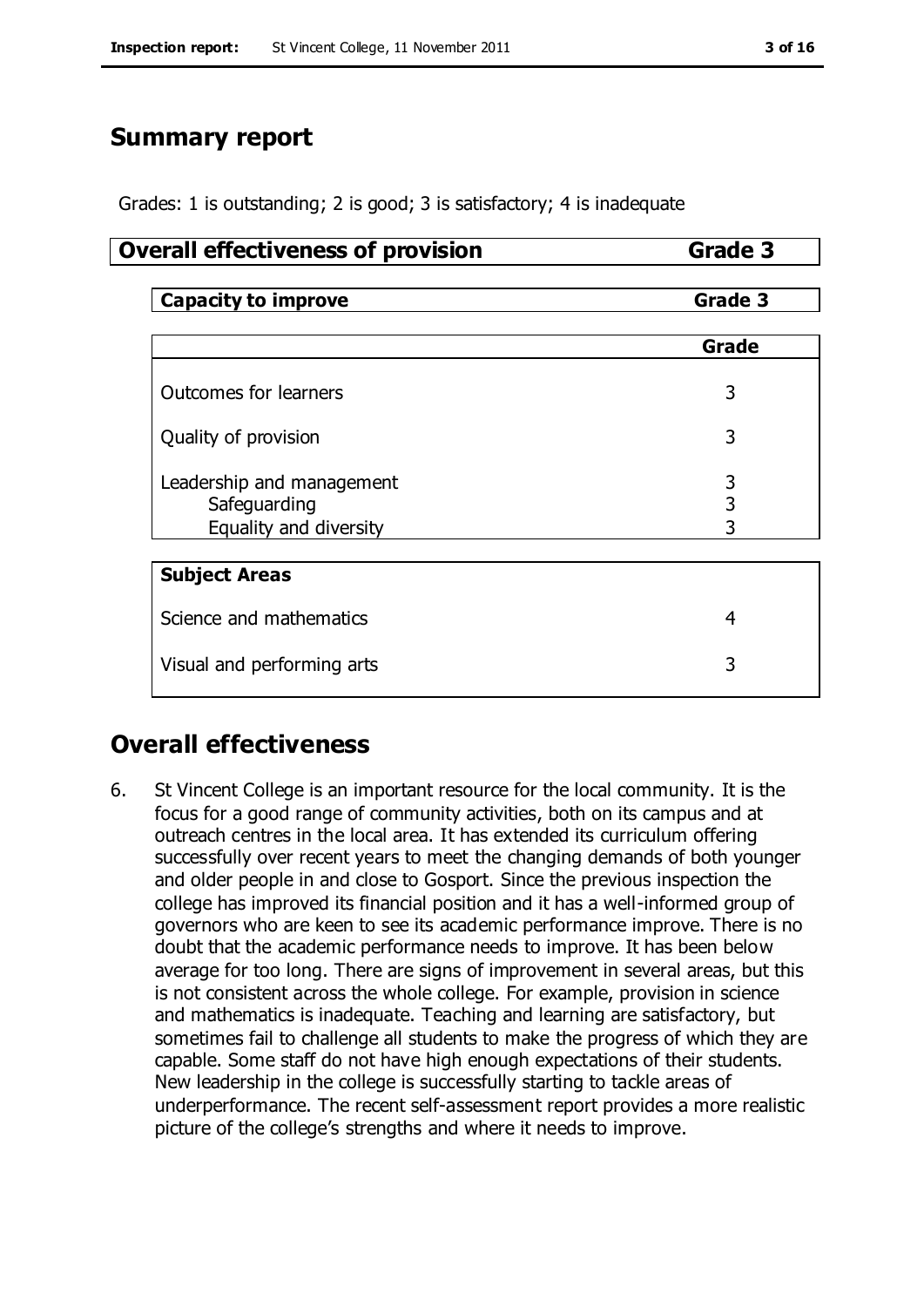## Summary report

Grades: 1 is outstanding; 2 is good; 3 is satisfactory; 4 is inadequate

| Overall effectiveness of provision | Grade 3 |
|---|---|

| Capacity to improve | Grade 3 |
|---|---|

| | Grade |
|---|---|
| Outcomes for learners | 3 |
| Quality of provision | 3 |
| Leadership and management | 3 |
| Safeguarding | 3 |
| Equality and diversity | 3 |

| Subject Areas | |
|---|---|
| Science and mathematics | 4 |
| Visual and performing arts | 3 |

## Overall effectiveness

6. St Vincent College is an important resource for the local community. It is the focus for a good range of community activities, both on its campus and at outreach centres in the local area. It has extended its curriculum offering successfully over recent years to meet the changing demands of both younger and older people in and close to Gosport. Since the previous inspection the college has improved its financial position and it has a well-informed group of governors who are keen to see its academic performance improve. There is no doubt that the academic performance needs to improve. It has been below average for too long. There are signs of improvement in several areas, but this is not consistent across the whole college. For example, provision in science and mathematics is inadequate. Teaching and learning are satisfactory, but sometimes fail to challenge all students to make the progress of which they are capable. Some staff do not have high enough expectations of their students. New leadership in the college is successfully starting to tackle areas of underperformance. The recent self-assessment report provides a more realistic picture of the college's strengths and where it needs to improve.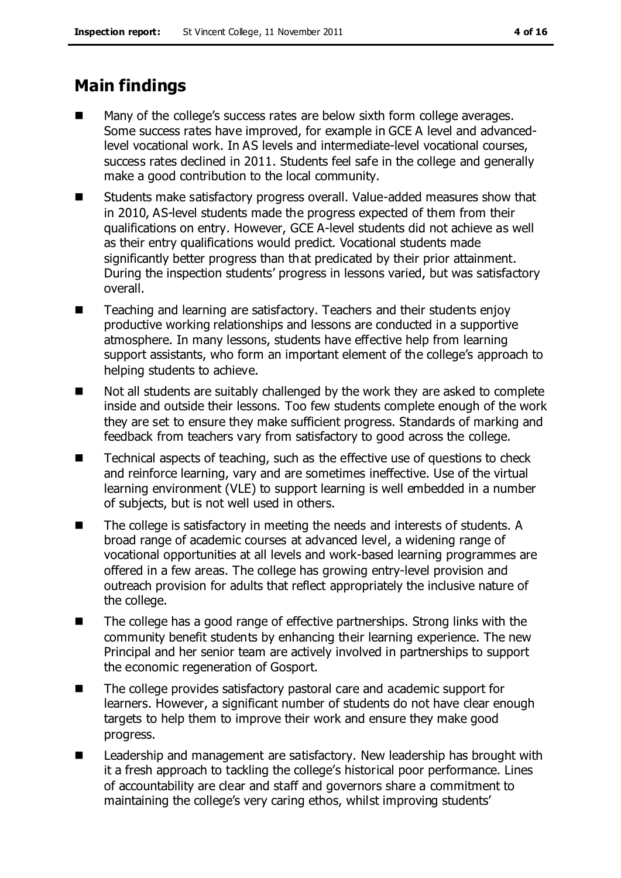## Main findings

- Many of the college's success rates are below sixth form college averages. Some success rates have improved, for example in GCE A level and advanced-level vocational work. In AS levels and intermediate-level vocational courses, success rates declined in 2011. Students feel safe in the college and generally make a good contribution to the local community.
- Students make satisfactory progress overall. Value-added measures show that in 2010, AS-level students made the progress expected of them from their qualifications on entry. However, GCE A-level students did not achieve as well as their entry qualifications would predict. Vocational students made significantly better progress than that predicated by their prior attainment. During the inspection students' progress in lessons varied, but was satisfactory overall.
- Teaching and learning are satisfactory. Teachers and their students enjoy productive working relationships and lessons are conducted in a supportive atmosphere. In many lessons, students have effective help from learning support assistants, who form an important element of the college's approach to helping students to achieve.
- Not all students are suitably challenged by the work they are asked to complete inside and outside their lessons. Too few students complete enough of the work they are set to ensure they make sufficient progress. Standards of marking and feedback from teachers vary from satisfactory to good across the college.
- Technical aspects of teaching, such as the effective use of questions to check and reinforce learning, vary and are sometimes ineffective. Use of the virtual learning environment (VLE) to support learning is well embedded in a number of subjects, but is not well used in others.
- The college is satisfactory in meeting the needs and interests of students. A broad range of academic courses at advanced level, a widening range of vocational opportunities at all levels and work-based learning programmes are offered in a few areas. The college has growing entry-level provision and outreach provision for adults that reflect appropriately the inclusive nature of the college.
- The college has a good range of effective partnerships. Strong links with the community benefit students by enhancing their learning experience. The new Principal and her senior team are actively involved in partnerships to support the economic regeneration of Gosport.
- The college provides satisfactory pastoral care and academic support for learners. However, a significant number of students do not have clear enough targets to help them to improve their work and ensure they make good progress.
- Leadership and management are satisfactory. New leadership has brought with it a fresh approach to tackling the college's historical poor performance. Lines of accountability are clear and staff and governors share a commitment to maintaining the college's very caring ethos, whilst improving students'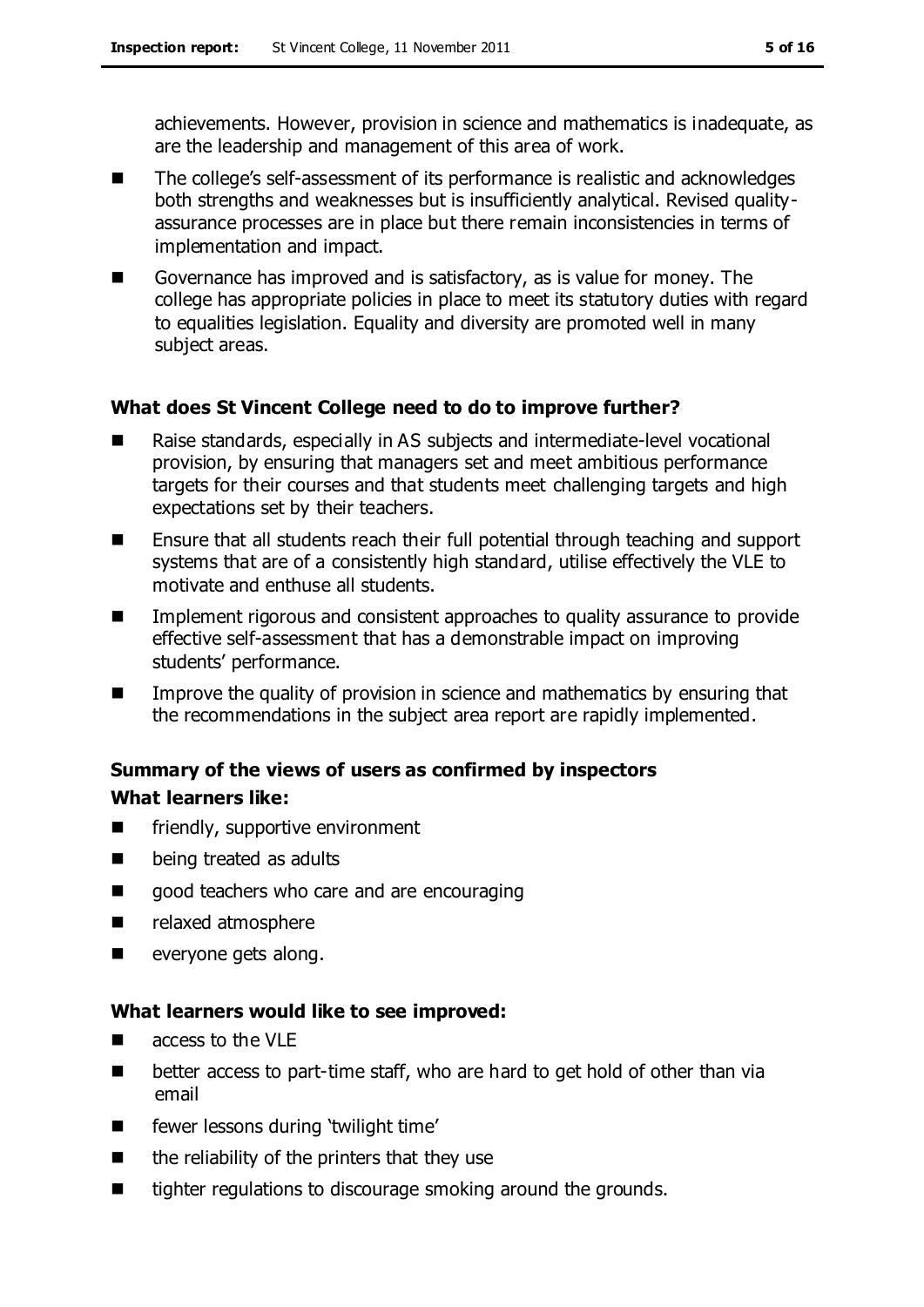achievements. However, provision in science and mathematics is inadequate, as are the leadership and management of this area of work.

- The college's self-assessment of its performance is realistic and acknowledges both strengths and weaknesses but is insufficiently analytical. Revised quality-assurance processes are in place but there remain inconsistencies in terms of implementation and impact.
- Governance has improved and is satisfactory, as is value for money. The college has appropriate policies in place to meet its statutory duties with regard to equalities legislation. Equality and diversity are promoted well in many subject areas.

### What does St Vincent College need to do to improve further?

- Raise standards, especially in AS subjects and intermediate-level vocational provision, by ensuring that managers set and meet ambitious performance targets for their courses and that students meet challenging targets and high expectations set by their teachers.
- Ensure that all students reach their full potential through teaching and support systems that are of a consistently high standard, utilise effectively the VLE to motivate and enthuse all students.
- Implement rigorous and consistent approaches to quality assurance to provide effective self-assessment that has a demonstrable impact on improving students' performance.
- Improve the quality of provision in science and mathematics by ensuring that the recommendations in the subject area report are rapidly implemented.

### Summary of the views of users as confirmed by inspectors

**What learners like:**

- friendly, supportive environment
- being treated as adults
- good teachers who care and are encouraging
- relaxed atmosphere
- everyone gets along.

**What learners would like to see improved:**

- access to the VLE
- better access to part-time staff, who are hard to get hold of other than via email
- fewer lessons during 'twilight time'
- the reliability of the printers that they use
- tighter regulations to discourage smoking around the grounds.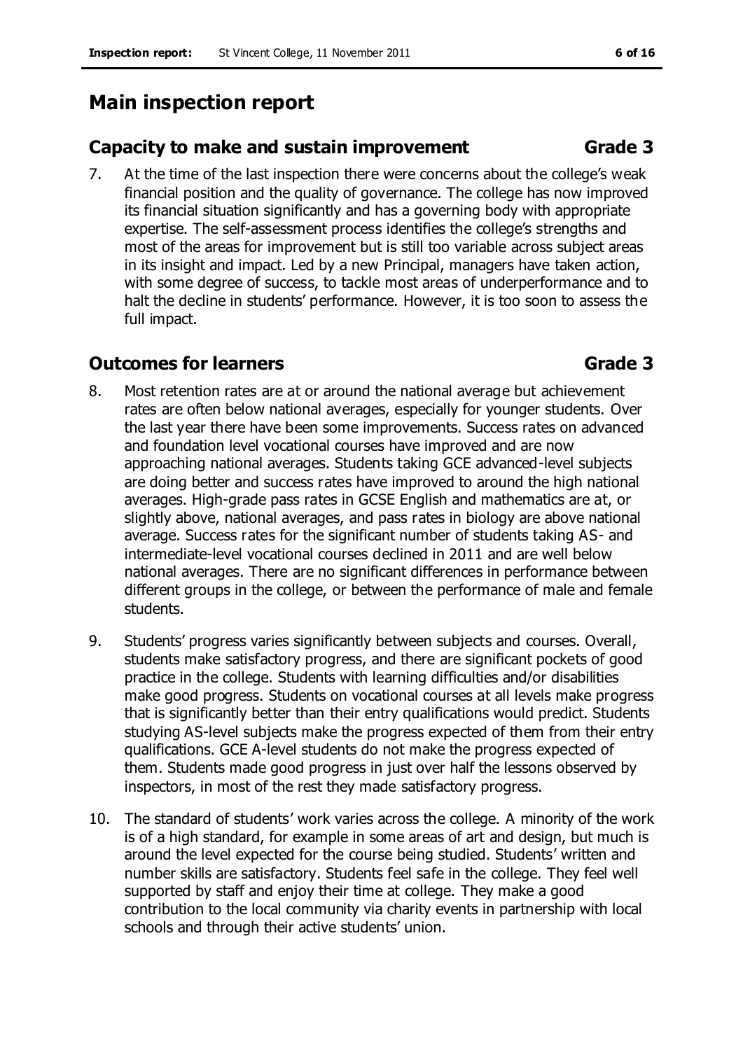# Main inspection report

## Capacity to make and sustain improvement — Grade 3

7. At the time of the last inspection there were concerns about the college's weak financial position and the quality of governance. The college has now improved its financial situation significantly and has a governing body with appropriate expertise. The self-assessment process identifies the college's strengths and most of the areas for improvement but is still too variable across subject areas in its insight and impact. Led by a new Principal, managers have taken action, with some degree of success, to tackle most areas of underperformance and to halt the decline in students' performance. However, it is too soon to assess the full impact.

## Outcomes for learners — Grade 3

8. Most retention rates are at or around the national average but achievement rates are often below national averages, especially for younger students. Over the last year there have been some improvements. Success rates on advanced and foundation level vocational courses have improved and are now approaching national averages. Students taking GCE advanced-level subjects are doing better and success rates have improved to around the high national averages. High-grade pass rates in GCSE English and mathematics are at, or slightly above, national averages, and pass rates in biology are above national average. Success rates for the significant number of students taking AS- and intermediate-level vocational courses declined in 2011 and are well below national averages. There are no significant differences in performance between different groups in the college, or between the performance of male and female students.

9. Students' progress varies significantly between subjects and courses. Overall, students make satisfactory progress, and there are significant pockets of good practice in the college. Students with learning difficulties and/or disabilities make good progress. Students on vocational courses at all levels make progress that is significantly better than their entry qualifications would predict. Students studying AS-level subjects make the progress expected of them from their entry qualifications. GCE A-level students do not make the progress expected of them. Students made good progress in just over half the lessons observed by inspectors, in most of the rest they made satisfactory progress.

10. The standard of students' work varies across the college. A minority of the work is of a high standard, for example in some areas of art and design, but much is around the level expected for the course being studied. Students' written and number skills are satisfactory. Students feel safe in the college. They feel well supported by staff and enjoy their time at college. They make a good contribution to the local community via charity events in partnership with local schools and through their active students' union.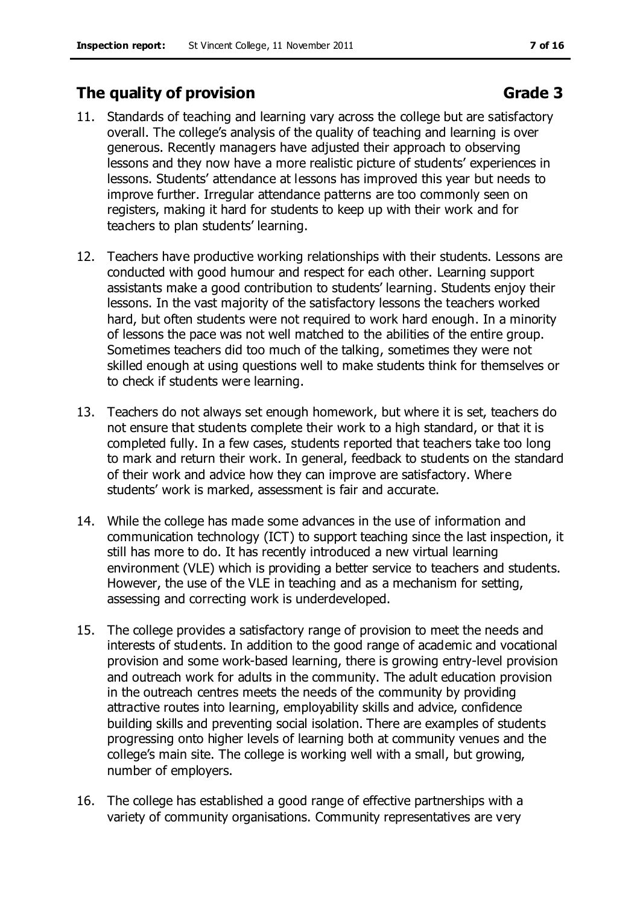## The quality of provision Grade 3

11. Standards of teaching and learning vary across the college but are satisfactory overall. The college's analysis of the quality of teaching and learning is over generous. Recently managers have adjusted their approach to observing lessons and they now have a more realistic picture of students' experiences in lessons. Students' attendance at lessons has improved this year but needs to improve further. Irregular attendance patterns are too commonly seen on registers, making it hard for students to keep up with their work and for teachers to plan students' learning.

12. Teachers have productive working relationships with their students. Lessons are conducted with good humour and respect for each other. Learning support assistants make a good contribution to students' learning. Students enjoy their lessons. In the vast majority of the satisfactory lessons the teachers worked hard, but often students were not required to work hard enough. In a minority of lessons the pace was not well matched to the abilities of the entire group. Sometimes teachers did too much of the talking, sometimes they were not skilled enough at using questions well to make students think for themselves or to check if students were learning.

13. Teachers do not always set enough homework, but where it is set, teachers do not ensure that students complete their work to a high standard, or that it is completed fully. In a few cases, students reported that teachers take too long to mark and return their work. In general, feedback to students on the standard of their work and advice how they can improve are satisfactory. Where students' work is marked, assessment is fair and accurate.

14. While the college has made some advances in the use of information and communication technology (ICT) to support teaching since the last inspection, it still has more to do. It has recently introduced a new virtual learning environment (VLE) which is providing a better service to teachers and students. However, the use of the VLE in teaching and as a mechanism for setting, assessing and correcting work is underdeveloped.

15. The college provides a satisfactory range of provision to meet the needs and interests of students. In addition to the good range of academic and vocational provision and some work-based learning, there is growing entry-level provision and outreach work for adults in the community. The adult education provision in the outreach centres meets the needs of the community by providing attractive routes into learning, employability skills and advice, confidence building skills and preventing social isolation. There are examples of students progressing onto higher levels of learning both at community venues and the college's main site. The college is working well with a small, but growing, number of employers.

16. The college has established a good range of effective partnerships with a variety of community organisations. Community representatives are very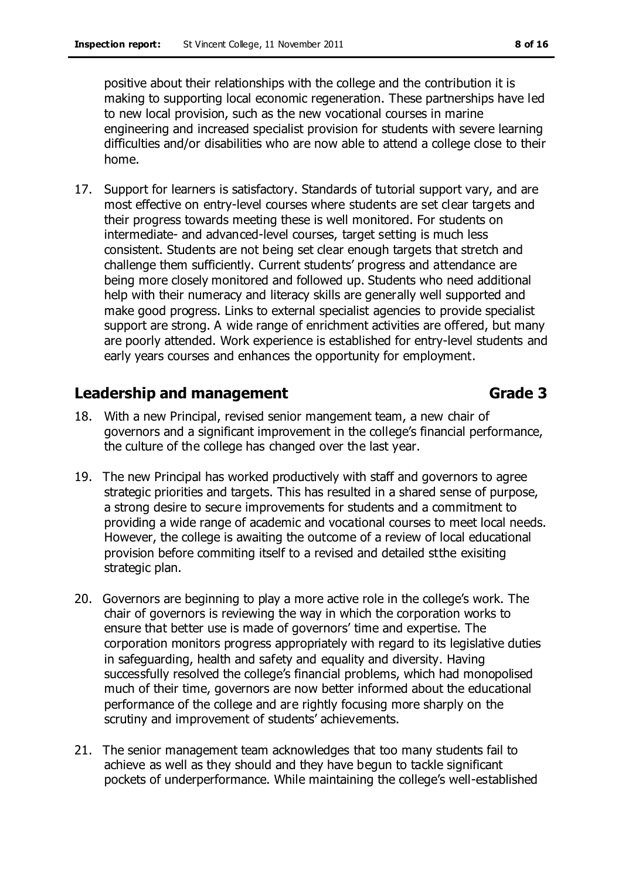positive about their relationships with the college and the contribution it is making to supporting local economic regeneration. These partnerships have led to new local provision, such as the new vocational courses in marine engineering and increased specialist provision for students with severe learning difficulties and/or disabilities who are now able to attend a college close to their home.

17. Support for learners is satisfactory. Standards of tutorial support vary, and are most effective on entry-level courses where students are set clear targets and their progress towards meeting these is well monitored. For students on intermediate- and advanced-level courses, target setting is much less consistent. Students are not being set clear enough targets that stretch and challenge them sufficiently. Current students' progress and attendance are being more closely monitored and followed up. Students who need additional help with their numeracy and literacy skills are generally well supported and make good progress. Links to external specialist agencies to provide specialist support are strong. A wide range of enrichment activities are offered, but many are poorly attended. Work experience is established for entry-level students and early years courses and enhances the opportunity for employment.

## Leadership and management — Grade 3

18. With a new Principal, revised senior mangement team, a new chair of governors and a significant improvement in the college's financial performance, the culture of the college has changed over the last year.

19. The new Principal has worked productively with staff and governors to agree strategic priorities and targets. This has resulted in a shared sense of purpose, a strong desire to secure improvements for students and a commitment to providing a wide range of academic and vocational courses to meet local needs. However, the college is awaiting the outcome of a review of local educational provision before commiting itself to a revised and detailed stthe exisiting strategic plan.

20. Governors are beginning to play a more active role in the college's work. The chair of governors is reviewing the way in which the corporation works to ensure that better use is made of governors' time and expertise. The corporation monitors progress appropriately with regard to its legislative duties in safeguarding, health and safety and equality and diversity. Having successfully resolved the college's financial problems, which had monopolised much of their time, governors are now better informed about the educational performance of the college and are rightly focusing more sharply on the scrutiny and improvement of students' achievements.

21. The senior management team acknowledges that too many students fail to achieve as well as they should and they have begun to tackle significant pockets of underperformance. While maintaining the college's well-established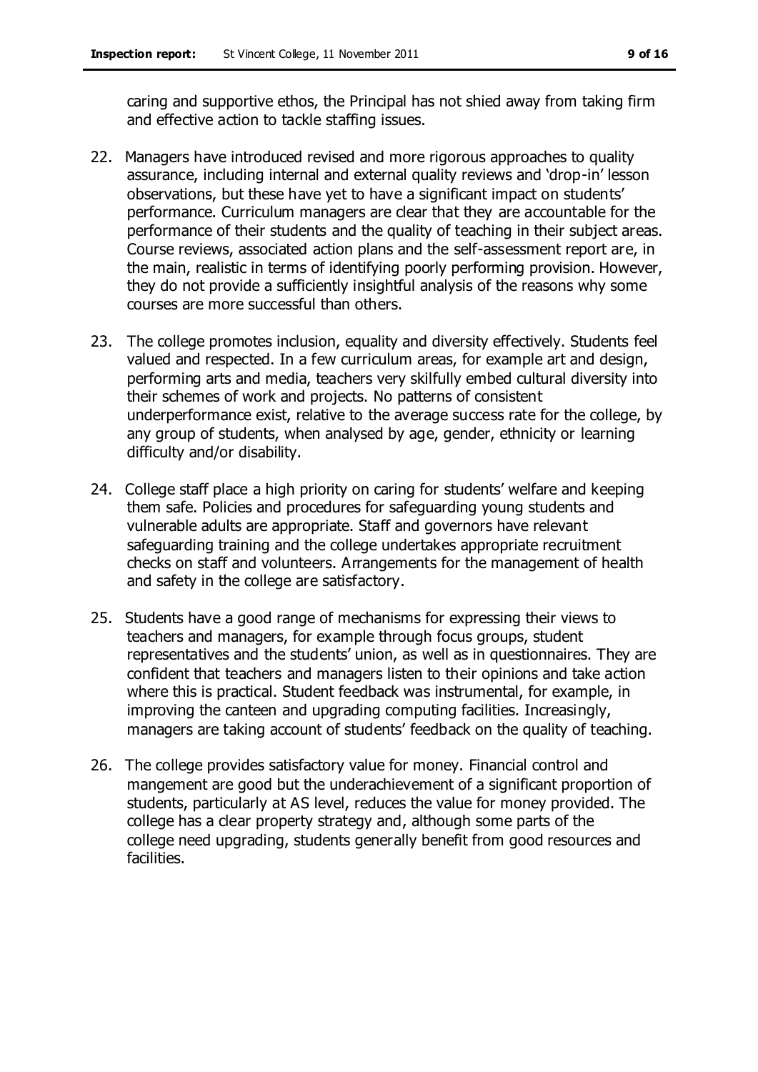caring and supportive ethos, the Principal has not shied away from taking firm and effective action to tackle staffing issues.

22. Managers have introduced revised and more rigorous approaches to quality assurance, including internal and external quality reviews and 'drop-in' lesson observations, but these have yet to have a significant impact on students' performance. Curriculum managers are clear that they are accountable for the performance of their students and the quality of teaching in their subject areas. Course reviews, associated action plans and the self-assessment report are, in the main, realistic in terms of identifying poorly performing provision. However, they do not provide a sufficiently insightful analysis of the reasons why some courses are more successful than others.

23. The college promotes inclusion, equality and diversity effectively. Students feel valued and respected. In a few curriculum areas, for example art and design, performing arts and media, teachers very skilfully embed cultural diversity into their schemes of work and projects. No patterns of consistent underperformance exist, relative to the average success rate for the college, by any group of students, when analysed by age, gender, ethnicity or learning difficulty and/or disability.

24. College staff place a high priority on caring for students' welfare and keeping them safe. Policies and procedures for safeguarding young students and vulnerable adults are appropriate. Staff and governors have relevant safeguarding training and the college undertakes appropriate recruitment checks on staff and volunteers. Arrangements for the management of health and safety in the college are satisfactory.

25. Students have a good range of mechanisms for expressing their views to teachers and managers, for example through focus groups, student representatives and the students' union, as well as in questionnaires. They are confident that teachers and managers listen to their opinions and take action where this is practical. Student feedback was instrumental, for example, in improving the canteen and upgrading computing facilities. Increasingly, managers are taking account of students' feedback on the quality of teaching.

26. The college provides satisfactory value for money. Financial control and mangement are good but the underachievement of a significant proportion of students, particularly at AS level, reduces the value for money provided. The college has a clear property strategy and, although some parts of the college need upgrading, students generally benefit from good resources and facilities.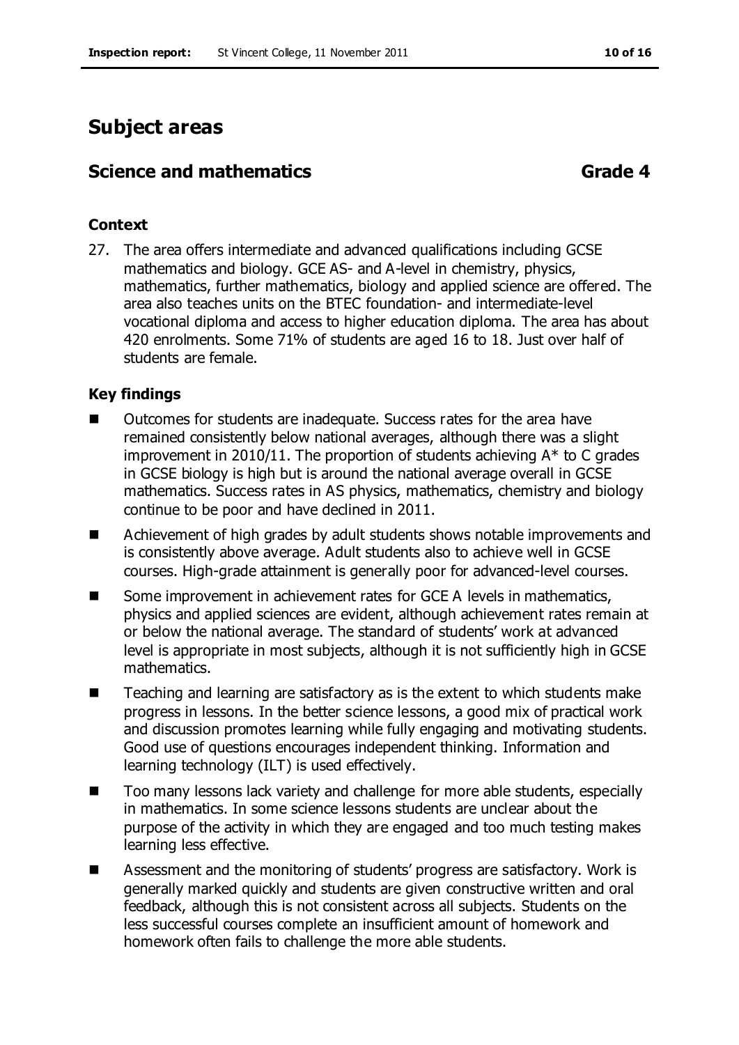# Subject areas

## Science and mathematics Grade 4

### Context

27. The area offers intermediate and advanced qualifications including GCSE mathematics and biology. GCE AS- and A-level in chemistry, physics, mathematics, further mathematics, biology and applied science are offered. The area also teaches units on the BTEC foundation- and intermediate-level vocational diploma and access to higher education diploma. The area has about 420 enrolments. Some 71% of students are aged 16 to 18. Just over half of students are female.

### Key findings

- Outcomes for students are inadequate. Success rates for the area have remained consistently below national averages, although there was a slight improvement in 2010/11. The proportion of students achieving A* to C grades in GCSE biology is high but is around the national average overall in GCSE mathematics. Success rates in AS physics, mathematics, chemistry and biology continue to be poor and have declined in 2011.
- Achievement of high grades by adult students shows notable improvements and is consistently above average. Adult students also to achieve well in GCSE courses. High-grade attainment is generally poor for advanced-level courses.
- Some improvement in achievement rates for GCE A levels in mathematics, physics and applied sciences are evident, although achievement rates remain at or below the national average. The standard of students' work at advanced level is appropriate in most subjects, although it is not sufficiently high in GCSE mathematics.
- Teaching and learning are satisfactory as is the extent to which students make progress in lessons. In the better science lessons, a good mix of practical work and discussion promotes learning while fully engaging and motivating students. Good use of questions encourages independent thinking. Information and learning technology (ILT) is used effectively.
- Too many lessons lack variety and challenge for more able students, especially in mathematics. In some science lessons students are unclear about the purpose of the activity in which they are engaged and too much testing makes learning less effective.
- Assessment and the monitoring of students' progress are satisfactory. Work is generally marked quickly and students are given constructive written and oral feedback, although this is not consistent across all subjects. Students on the less successful courses complete an insufficient amount of homework and homework often fails to challenge the more able students.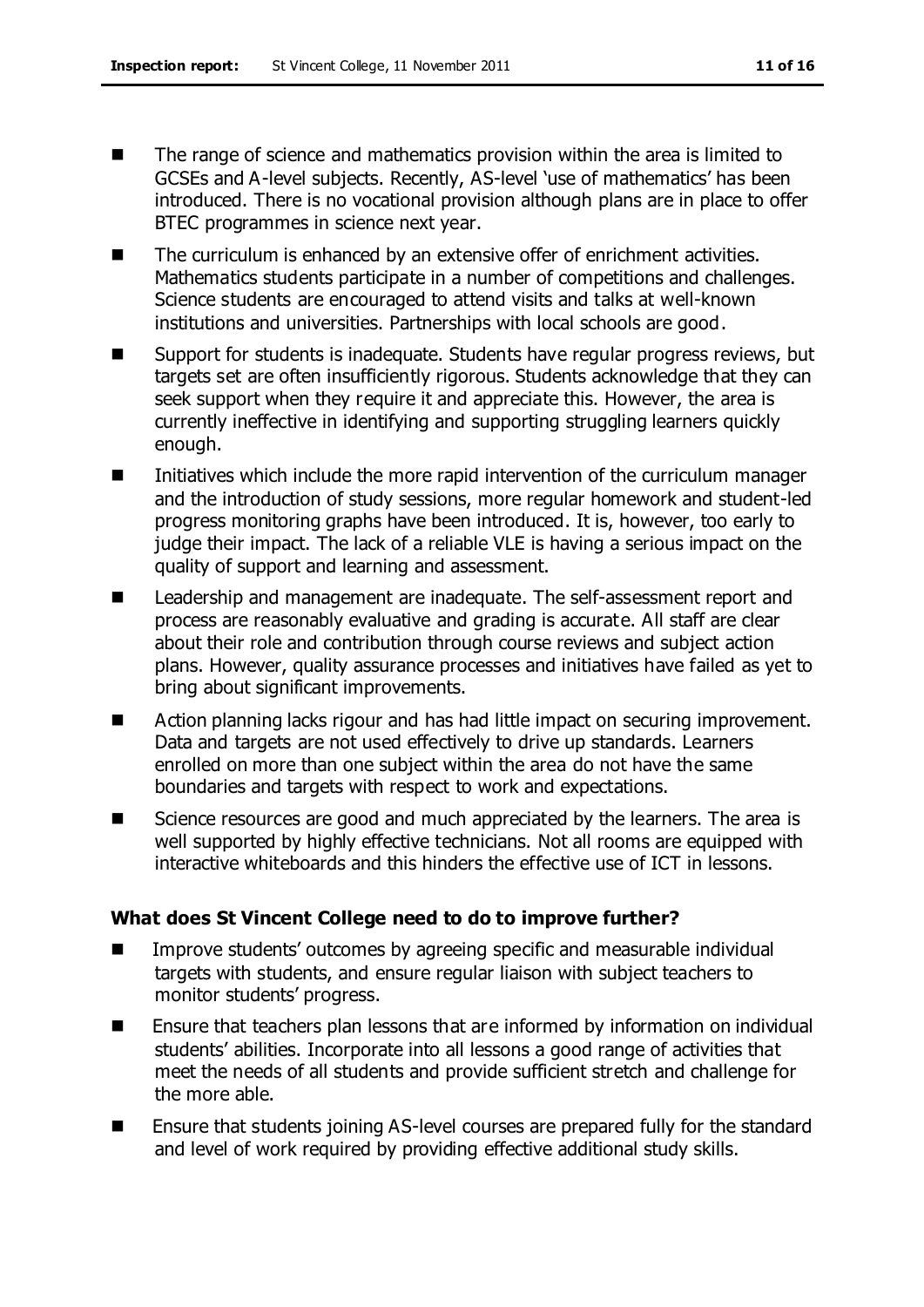- The range of science and mathematics provision within the area is limited to GCSEs and A-level subjects. Recently, AS-level 'use of mathematics' has been introduced. There is no vocational provision although plans are in place to offer BTEC programmes in science next year.
- The curriculum is enhanced by an extensive offer of enrichment activities. Mathematics students participate in a number of competitions and challenges. Science students are encouraged to attend visits and talks at well-known institutions and universities. Partnerships with local schools are good.
- Support for students is inadequate. Students have regular progress reviews, but targets set are often insufficiently rigorous. Students acknowledge that they can seek support when they require it and appreciate this. However, the area is currently ineffective in identifying and supporting struggling learners quickly enough.
- Initiatives which include the more rapid intervention of the curriculum manager and the introduction of study sessions, more regular homework and student-led progress monitoring graphs have been introduced. It is, however, too early to judge their impact. The lack of a reliable VLE is having a serious impact on the quality of support and learning and assessment.
- Leadership and management are inadequate. The self-assessment report and process are reasonably evaluative and grading is accurate. All staff are clear about their role and contribution through course reviews and subject action plans. However, quality assurance processes and initiatives have failed as yet to bring about significant improvements.
- Action planning lacks rigour and has had little impact on securing improvement. Data and targets are not used effectively to drive up standards. Learners enrolled on more than one subject within the area do not have the same boundaries and targets with respect to work and expectations.
- Science resources are good and much appreciated by the learners. The area is well supported by highly effective technicians. Not all rooms are equipped with interactive whiteboards and this hinders the effective use of ICT in lessons.

### What does St Vincent College need to do to improve further?

- Improve students' outcomes by agreeing specific and measurable individual targets with students, and ensure regular liaison with subject teachers to monitor students' progress.
- Ensure that teachers plan lessons that are informed by information on individual students' abilities. Incorporate into all lessons a good range of activities that meet the needs of all students and provide sufficient stretch and challenge for the more able.
- Ensure that students joining AS-level courses are prepared fully for the standard and level of work required by providing effective additional study skills.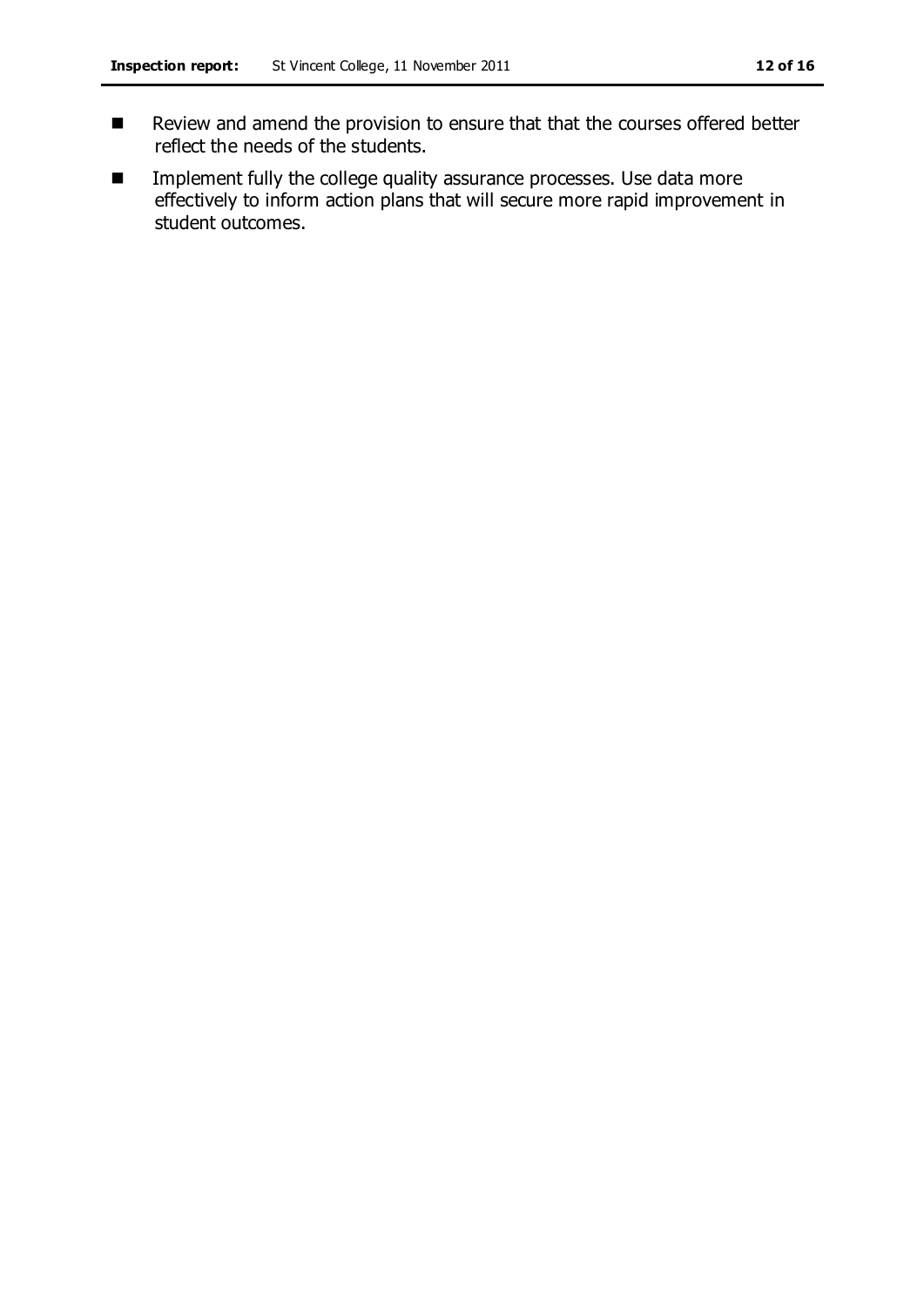- Review and amend the provision to ensure that that the courses offered better reflect the needs of the students.
- Implement fully the college quality assurance processes. Use data more effectively to inform action plans that will secure more rapid improvement in student outcomes.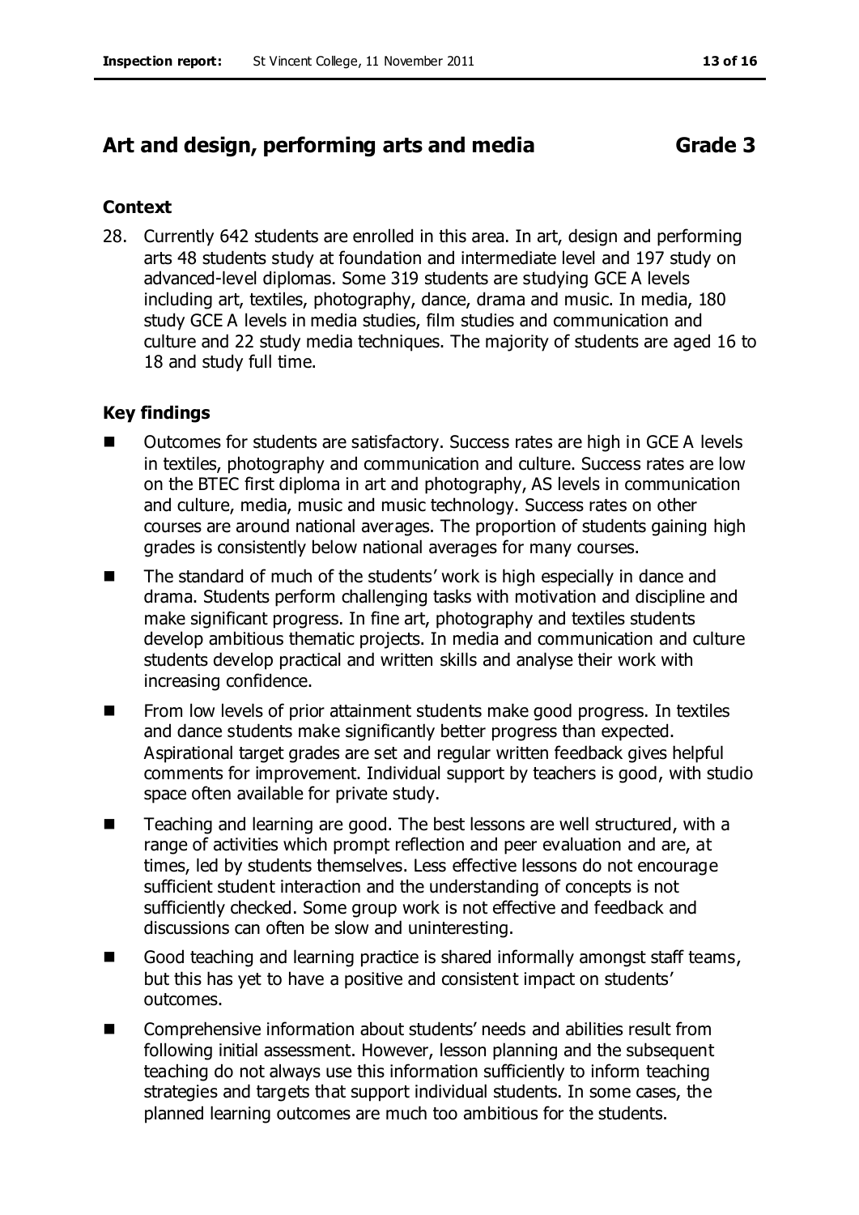## Art and design, performing arts and media **Grade 3**

### Context

28. Currently 642 students are enrolled in this area. In art, design and performing arts 48 students study at foundation and intermediate level and 197 study on advanced-level diplomas. Some 319 students are studying GCE A levels including art, textiles, photography, dance, drama and music. In media, 180 study GCE A levels in media studies, film studies and communication and culture and 22 study media techniques. The majority of students are aged 16 to 18 and study full time.

### Key findings

- Outcomes for students are satisfactory. Success rates are high in GCE A levels in textiles, photography and communication and culture. Success rates are low on the BTEC first diploma in art and photography, AS levels in communication and culture, media, music and music technology. Success rates on other courses are around national averages. The proportion of students gaining high grades is consistently below national averages for many courses.
- The standard of much of the students' work is high especially in dance and drama. Students perform challenging tasks with motivation and discipline and make significant progress. In fine art, photography and textiles students develop ambitious thematic projects. In media and communication and culture students develop practical and written skills and analyse their work with increasing confidence.
- From low levels of prior attainment students make good progress. In textiles and dance students make significantly better progress than expected. Aspirational target grades are set and regular written feedback gives helpful comments for improvement. Individual support by teachers is good, with studio space often available for private study.
- Teaching and learning are good. The best lessons are well structured, with a range of activities which prompt reflection and peer evaluation and are, at times, led by students themselves. Less effective lessons do not encourage sufficient student interaction and the understanding of concepts is not sufficiently checked. Some group work is not effective and feedback and discussions can often be slow and uninteresting.
- Good teaching and learning practice is shared informally amongst staff teams, but this has yet to have a positive and consistent impact on students' outcomes.
- Comprehensive information about students' needs and abilities result from following initial assessment. However, lesson planning and the subsequent teaching do not always use this information sufficiently to inform teaching strategies and targets that support individual students. In some cases, the planned learning outcomes are much too ambitious for the students.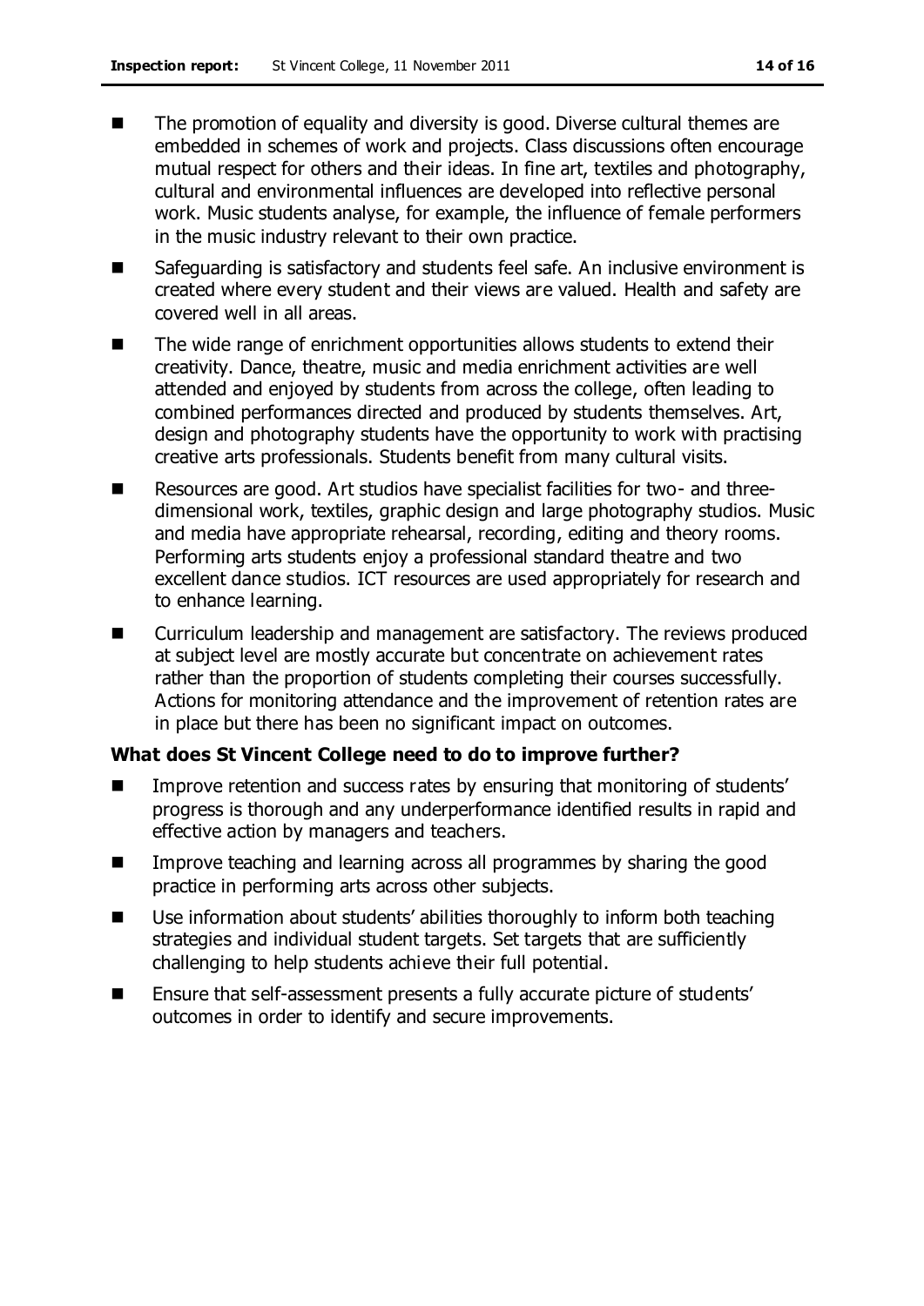- The promotion of equality and diversity is good. Diverse cultural themes are embedded in schemes of work and projects. Class discussions often encourage mutual respect for others and their ideas. In fine art, textiles and photography, cultural and environmental influences are developed into reflective personal work. Music students analyse, for example, the influence of female performers in the music industry relevant to their own practice.
- Safeguarding is satisfactory and students feel safe. An inclusive environment is created where every student and their views are valued. Health and safety are covered well in all areas.
- The wide range of enrichment opportunities allows students to extend their creativity. Dance, theatre, music and media enrichment activities are well attended and enjoyed by students from across the college, often leading to combined performances directed and produced by students themselves. Art, design and photography students have the opportunity to work with practising creative arts professionals. Students benefit from many cultural visits.
- Resources are good. Art studios have specialist facilities for two- and three-dimensional work, textiles, graphic design and large photography studios. Music and media have appropriate rehearsal, recording, editing and theory rooms. Performing arts students enjoy a professional standard theatre and two excellent dance studios. ICT resources are used appropriately for research and to enhance learning.
- Curriculum leadership and management are satisfactory. The reviews produced at subject level are mostly accurate but concentrate on achievement rates rather than the proportion of students completing their courses successfully. Actions for monitoring attendance and the improvement of retention rates are in place but there has been no significant impact on outcomes.

**What does St Vincent College need to do to improve further?**

- Improve retention and success rates by ensuring that monitoring of students' progress is thorough and any underperformance identified results in rapid and effective action by managers and teachers.
- Improve teaching and learning across all programmes by sharing the good practice in performing arts across other subjects.
- Use information about students' abilities thoroughly to inform both teaching strategies and individual student targets. Set targets that are sufficiently challenging to help students achieve their full potential.
- Ensure that self-assessment presents a fully accurate picture of students' outcomes in order to identify and secure improvements.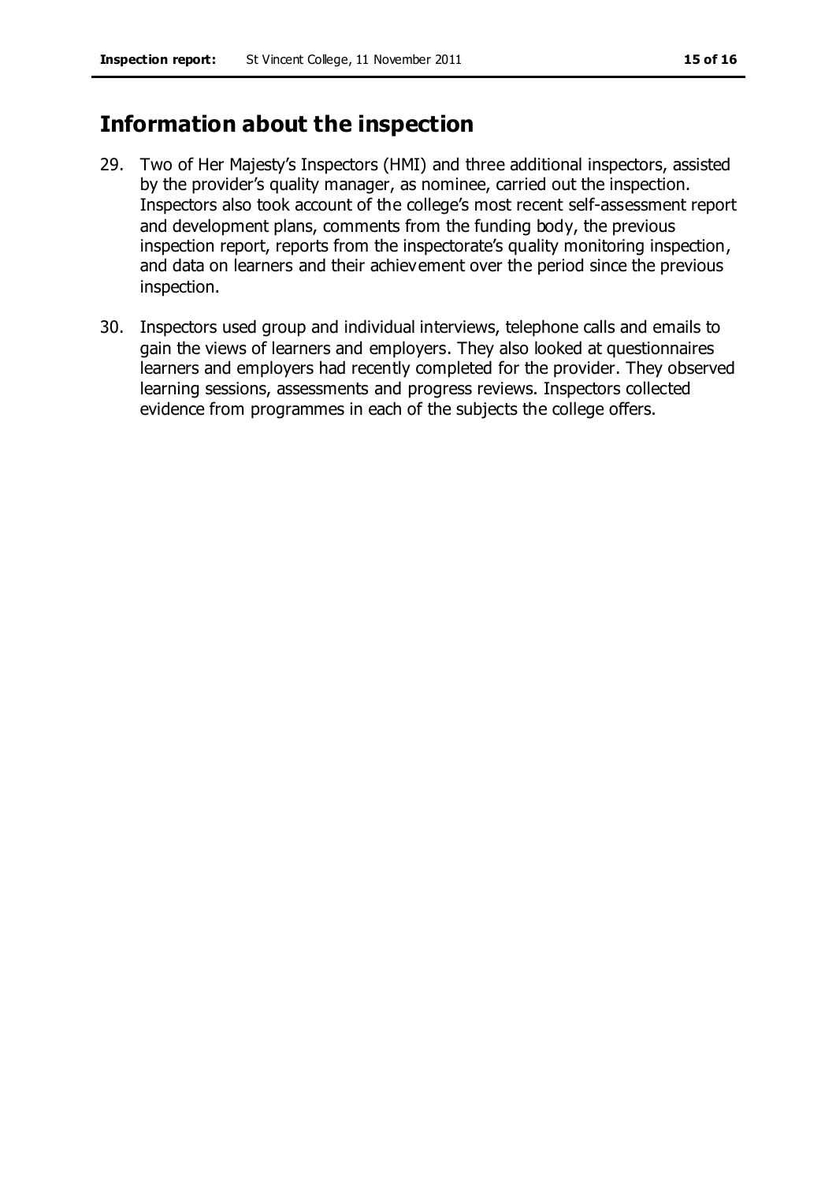## Information about the inspection

29. Two of Her Majesty's Inspectors (HMI) and three additional inspectors, assisted by the provider's quality manager, as nominee, carried out the inspection. Inspectors also took account of the college's most recent self-assessment report and development plans, comments from the funding body, the previous inspection report, reports from the inspectorate's quality monitoring inspection, and data on learners and their achievement over the period since the previous inspection.

30. Inspectors used group and individual interviews, telephone calls and emails to gain the views of learners and employers. They also looked at questionnaires learners and employers had recently completed for the provider. They observed learning sessions, assessments and progress reviews. Inspectors collected evidence from programmes in each of the subjects the college offers.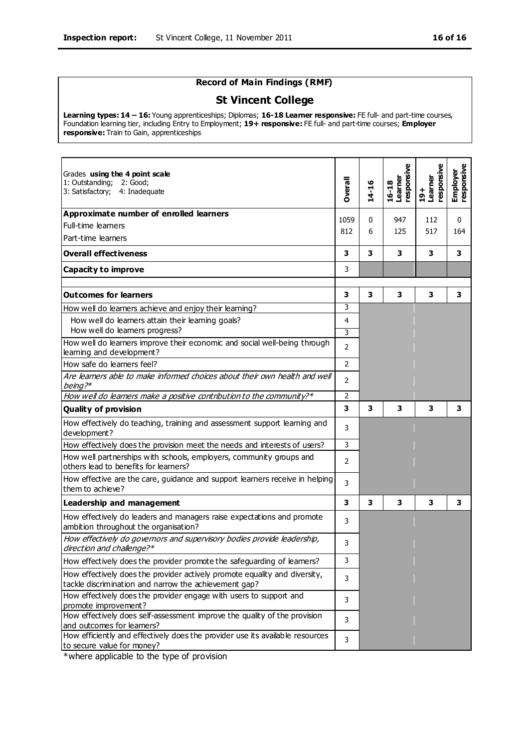## Record of Main Findings (RMF)

## St Vincent College

**Learning types: 14 – 16:** Young apprenticeships; Diplomas; **16-18 Learner responsive:** FE full- and part-time courses, Foundation learning tier, including Entry to Employment; **19+ responsive:** FE full- and part-time courses; **Employer responsive:** Train to Gain, apprenticeships

| Grades **using the 4 point scale** 1: Outstanding; 2: Good; 3: Satisfactory; 4: Inadequate | **Overall** | **14-16** | **16-18 Learner responsive** | **19+ Learner responsive** | **Employer responsive** |
|---|---|---|---|---|---|
| **Approximate number of enrolled learners** | | | | | |
| Full-time learners | 1059 | 0 | 947 | 112 | 0 |
| Part-time learners | 812 | 6 | 125 | 517 | 164 |
| **Overall effectiveness** | **3** | **3** | **3** | **3** | **3** |
| **Capacity to improve** | 3 | | | | |
| **Outcomes for learners** | **3** | **3** | **3** | **3** | **3** |
| How well do learners achieve and enjoy their learning? | 3 | | | | |
| How well do learners attain their learning goals? | 4 | | | | |
| How well do learners progress? | 3 | | | | |
| How well do learners improve their economic and social well-being through learning and development? | 2 | | | | |
| How safe do learners feel? | 2 | | | | |
| *Are learners able to make informed choices about their own health and well being?** | 2 | | | | |
| *How well do learners make a positive contribution to the community?** | 2 | | | | |
| **Quality of provision** | **3** | **3** | **3** | **3** | **3** |
| How effectively do teaching, training and assessment support learning and development? | 3 | | | | |
| How effectively does the provision meet the needs and interests of users? | 3 | | | | |
| How well partnerships with schools, employers, community groups and others lead to benefits for learners? | 2 | | | | |
| How effective are the care, guidance and support learners receive in helping them to achieve? | 3 | | | | |
| **Leadership and management** | **3** | **3** | **3** | **3** | **3** |
| How effectively do leaders and managers raise expectations and promote ambition throughout the organisation? | 3 | | | | |
| *How effectively do governors and supervisory bodies provide leadership, direction and challenge?** | 3 | | | | |
| How effectively does the provider promote the safeguarding of learners? | 3 | | | | |
| How effectively does the provider actively promote equality and diversity, tackle discrimination and narrow the achievement gap? | 3 | | | | |
| How effectively does the provider engage with users to support and promote improvement? | 3 | | | | |
| How effectively does self-assessment improve the quality of the provision and outcomes for learners? | 3 | | | | |
| How efficiently and effectively does the provider use its available resources to secure value for money? | 3 | | | | |

*where applicable to the type of provision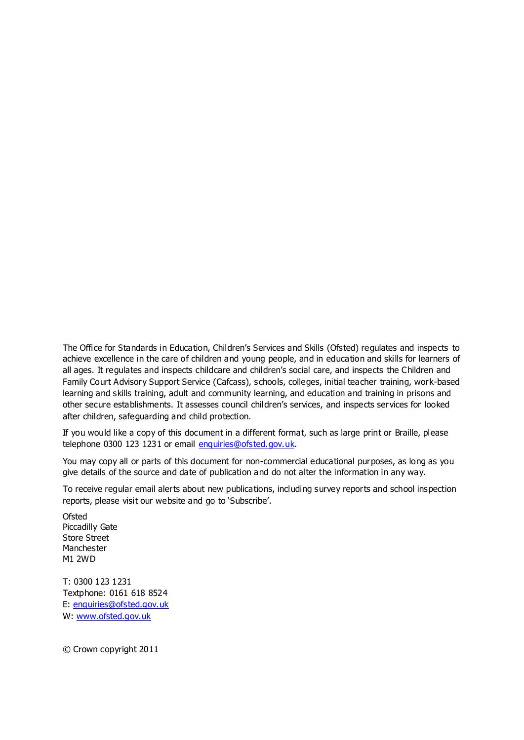The Office for Standards in Education, Children's Services and Skills (Ofsted) regulates and inspects to achieve excellence in the care of children and young people, and in education and skills for learners of all ages. It regulates and inspects childcare and children's social care, and inspects the Children and Family Court Advisory Support Service (Cafcass), schools, colleges, initial teacher training, work-based learning and skills training, adult and community learning, and education and training in prisons and other secure establishments. It assesses council children's services, and inspects services for looked after children, safeguarding and child protection.

If you would like a copy of this document in a different format, such as large print or Braille, please telephone 0300 123 1231 or email enquiries@ofsted.gov.uk.

You may copy all or parts of this document for non-commercial educational purposes, as long as you give details of the source and date of publication and do not alter the information in any way.

To receive regular email alerts about new publications, including survey reports and school inspection reports, please visit our website and go to 'Subscribe'.

Ofsted  
Piccadilly Gate  
Store Street  
Manchester  
M1 2WD

T: 0300 123 1231  
Textphone: 0161 618 8524  
E: enquiries@ofsted.gov.uk  
W: www.ofsted.gov.uk

© Crown copyright 2011